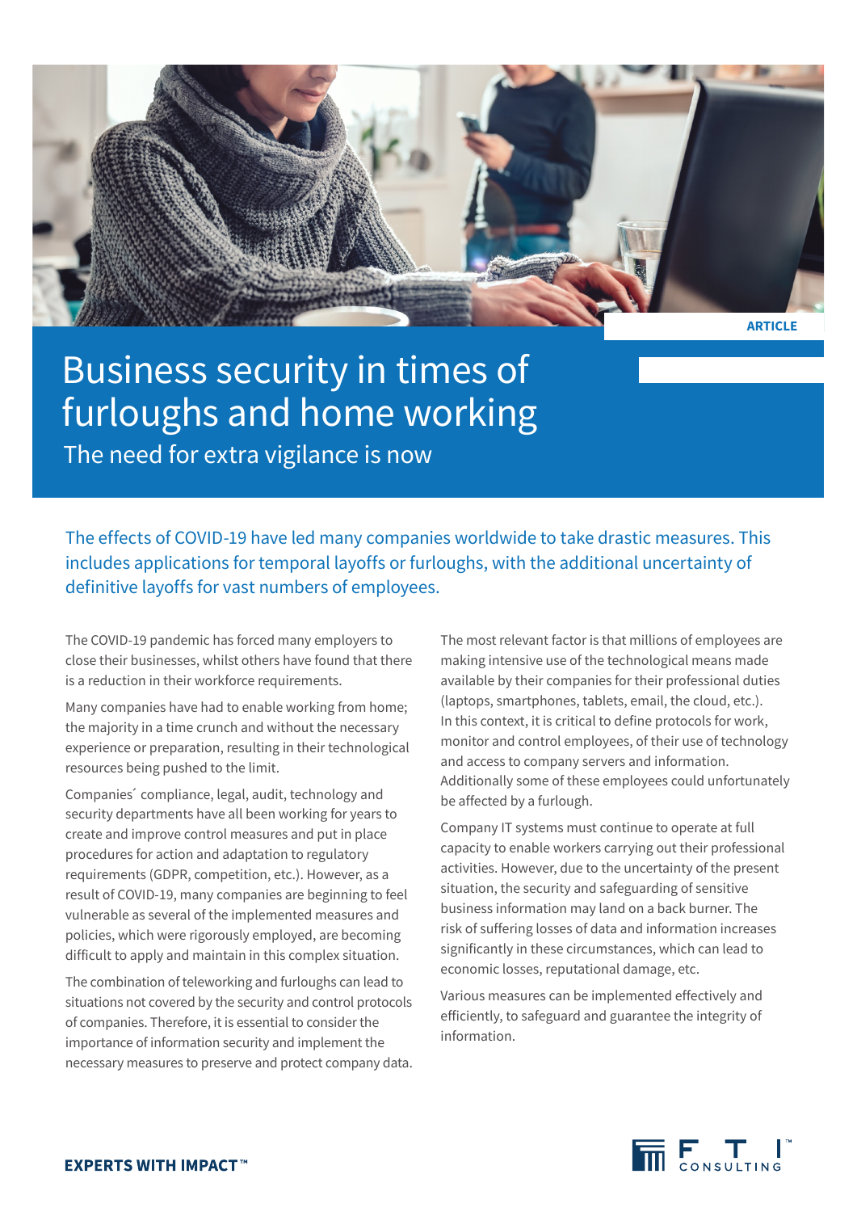ARTICLE

# Business security in times of furloughs and home working

## The need for extra vigilance is now

The effects of COVID-19 have led many companies worldwide to take drastic measures. This includes applications for temporal layoffs or furloughs, with the additional uncertainty of definitive layoffs for vast numbers of employees.

The COVID-19 pandemic has forced many employers to close their businesses, whilst others have found that there is a reduction in their workforce requirements.

Many companies have had to enable working from home; the majority in a time crunch and without the necessary experience or preparation, resulting in their technological resources being pushed to the limit.

Companies´ compliance, legal, audit, technology and security departments have all been working for years to create and improve control measures and put in place procedures for action and adaptation to regulatory requirements (GDPR, competition, etc.). However, as a result of COVID-19, many companies are beginning to feel vulnerable as several of the implemented measures and policies, which were rigorously employed, are becoming difficult to apply and maintain in this complex situation.

The combination of teleworking and furloughs can lead to situations not covered by the security and control protocols of companies. Therefore, it is essential to consider the importance of information security and implement the necessary measures to preserve and protect company data.

The most relevant factor is that millions of employees are making intensive use of the technological means made available by their companies for their professional duties (laptops, smartphones, tablets, email, the cloud, etc.). In this context, it is critical to define protocols for work, monitor and control employees, of their use of technology and access to company servers and information. Additionally some of these employees could unfortunately be affected by a furlough.

Company IT systems must continue to operate at full capacity to enable workers carrying out their professional activities. However, due to the uncertainty of the present situation, the security and safeguarding of sensitive business information may land on a back burner. The risk of suffering losses of data and information increases significantly in these circumstances, which can lead to economic losses, reputational damage, etc.

Various measures can be implemented effectively and efficiently, to safeguard and guarantee the integrity of information.

**EXPERTS WITH IMPACT™**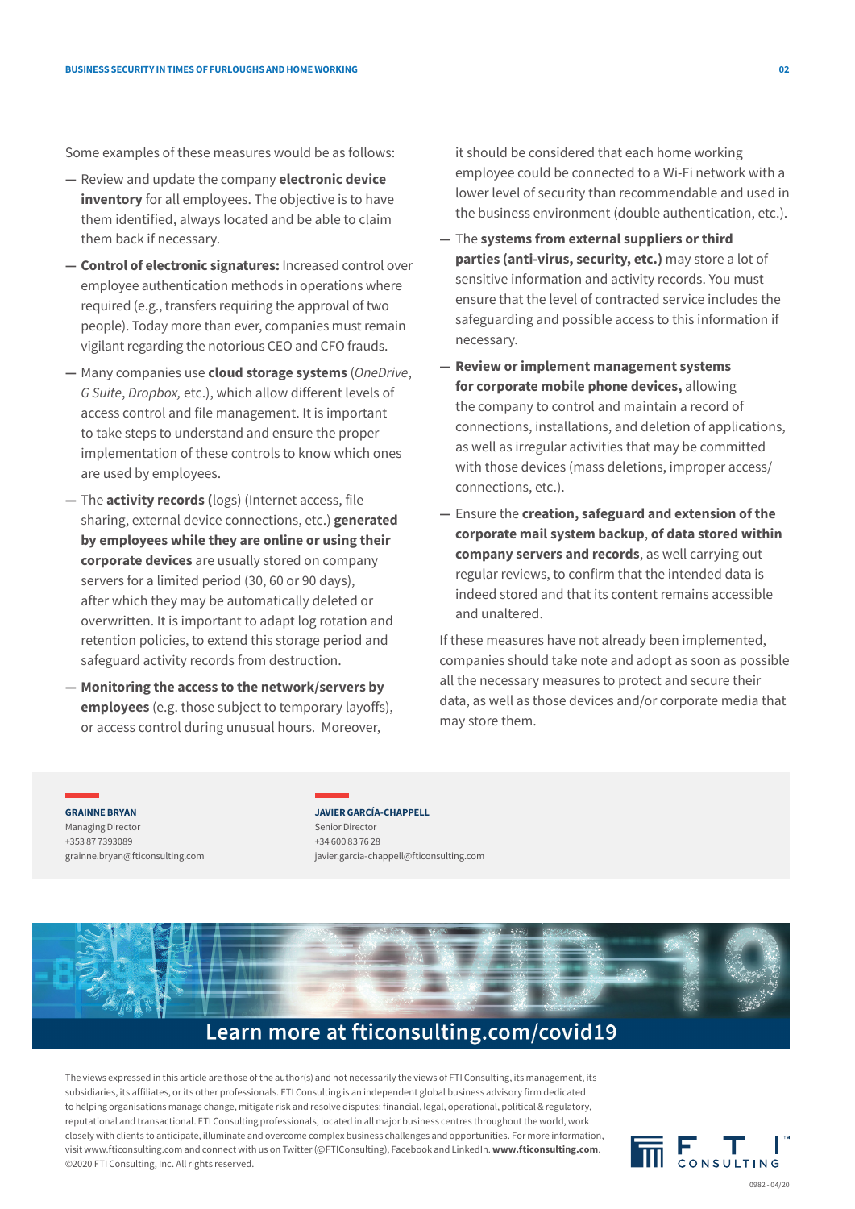Some examples of these measures would be as follows:

- Review and update the company **electronic device inventory** for all employees. The objective is to have them identified, always located and be able to claim them back if necessary.
- **Control of electronic signatures:** Increased control over employee authentication methods in operations where required (e.g., transfers requiring the approval of two people). Today more than ever, companies must remain vigilant regarding the notorious CEO and CFO frauds.
- Many companies use **cloud storage systems** (*OneDrive*, *G Suite*, *Dropbox,* etc.), which allow different levels of access control and file management. It is important to take steps to understand and ensure the proper implementation of these controls to know which ones are used by employees.
- The **activity records (**logs) (Internet access, file sharing, external device connections, etc.) **generated by employees while they are online or using their corporate devices** are usually stored on company servers for a limited period (30, 60 or 90 days), after which they may be automatically deleted or overwritten. It is important to adapt log rotation and retention policies, to extend this storage period and safeguard activity records from destruction.
- **Monitoring the access to the network/servers by employees** (e.g. those subject to temporary layoffs), or access control during unusual hours. Moreover, it should be considered that each home working employee could be connected to a Wi-Fi network with a lower level of security than recommendable and used in the business environment (double authentication, etc.).
- The **systems from external suppliers or third parties (anti-virus, security, etc.)** may store a lot of sensitive information and activity records. You must ensure that the level of contracted service includes the safeguarding and possible access to this information if necessary.
- **Review or implement management systems for corporate mobile phone devices,** allowing the company to control and maintain a record of connections, installations, and deletion of applications, as well as irregular activities that may be committed with those devices (mass deletions, improper access/ connections, etc.).
- Ensure the **creation, safeguard and extension of the corporate mail system backup**, **of data stored within company servers and records**, as well carrying out regular reviews, to confirm that the intended data is indeed stored and that its content remains accessible and unaltered.

If these measures have not already been implemented, companies should take note and adopt as soon as possible all the necessary measures to protect and secure their data, as well as those devices and/or corporate media that may store them.

**GRAINNE BRYAN**
Managing Director
+353 87 7393089
grainne.bryan@fticonsulting.com

**JAVIER GARCÍA-CHAPPELL**
Senior Director
+34 600 83 76 28
javier.garcia-chappell@fticonsulting.com

Learn more at fticonsulting.com/covid19

The views expressed in this article are those of the author(s) and not necessarily the views of FTI Consulting, its management, its subsidiaries, its affiliates, or its other professionals. FTI Consulting is an independent global business advisory firm dedicated to helping organisations manage change, mitigate risk and resolve disputes: financial, legal, operational, political & regulatory, reputational and transactional. FTI Consulting professionals, located in all major business centres throughout the world, work closely with clients to anticipate, illuminate and overcome complex business challenges and opportunities. For more information, visit www.fticonsulting.com and connect with us on Twitter (@FTIConsulting), Facebook and LinkedIn. **www.fticonsulting.com**. ©2020 FTI Consulting, Inc. All rights reserved.

0982 - 04/20